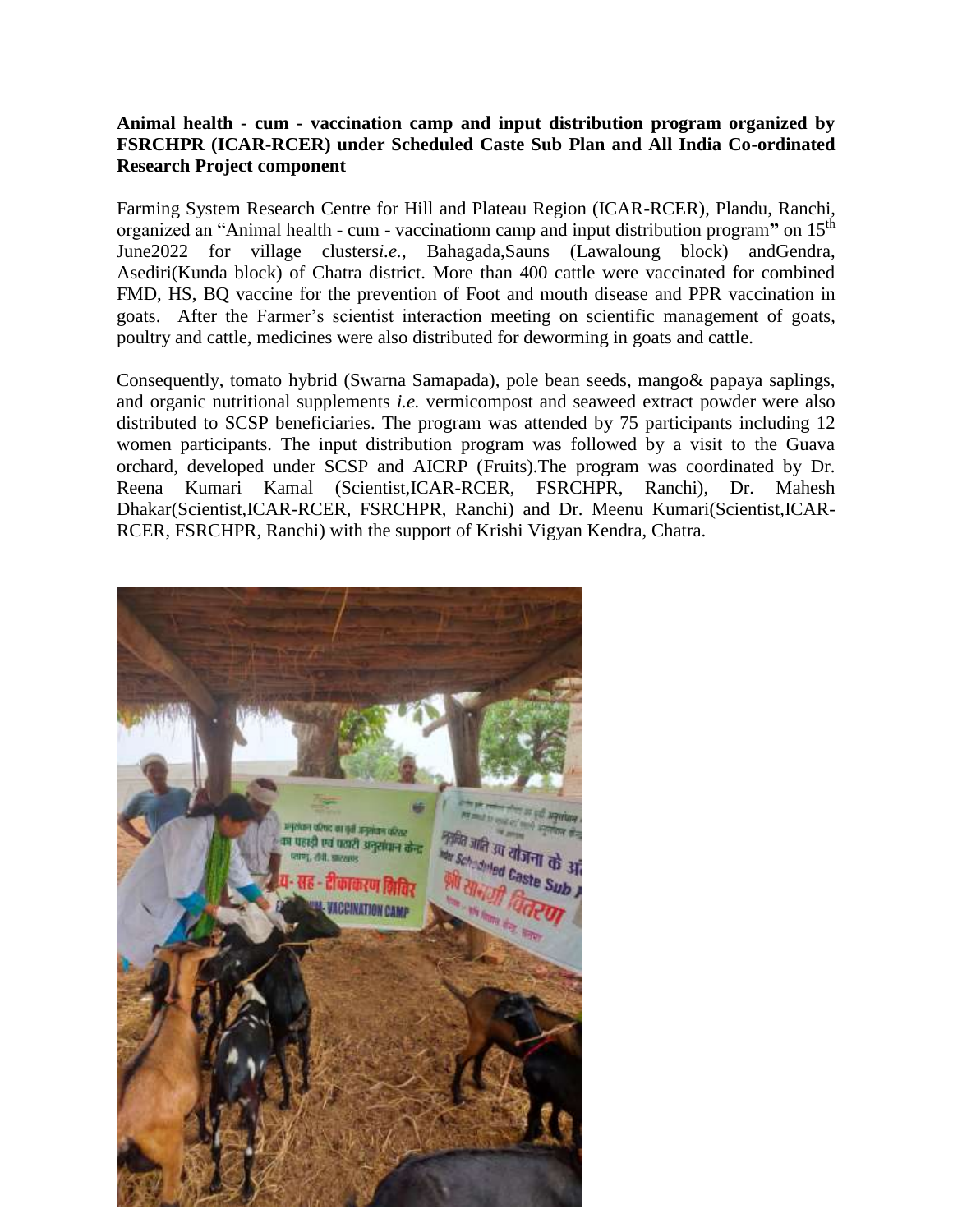**Animal health - cum - vaccination camp and input distribution program organized by FSRCHPR (ICAR-RCER) under Scheduled Caste Sub Plan and All India Co-ordinated Research Project component**

Farming System Research Centre for Hill and Plateau Region (ICAR-RCER), Plandu, Ranchi, organized an "Animal health - cum - vaccinationn camp and input distribution program" on 15th June2022 for village clusters*i.e.,* Bahagada,Sauns (Lawaloung block) andGendra, Asediri(Kunda block) of Chatra district. More than 400 cattle were vaccinated for combined FMD, HS, BQ vaccine for the prevention of Foot and mouth disease and PPR vaccination in goats. After the Farmer's scientist interaction meeting on scientific management of goats, poultry and cattle, medicines were also distributed for deworming in goats and cattle.

Consequently, tomato hybrid (Swarna Samapada), pole bean seeds, mango& papaya saplings, and organic nutritional supplements *i.e.* vermicompost and seaweed extract powder were also distributed to SCSP beneficiaries. The program was attended by 75 participants including 12 women participants. The input distribution program was followed by a visit to the Guava orchard, developed under SCSP and AICRP (Fruits).The program was coordinated by Dr. Reena Kumari Kamal (Scientist,ICAR-RCER, FSRCHPR, Ranchi), Dr. Mahesh Dhakar(Scientist,ICAR-RCER, FSRCHPR, Ranchi) and Dr. Meenu Kumari(Scientist,ICAR-RCER, FSRCHPR, Ranchi) with the support of Krishi Vigyan Kendra, Chatra.